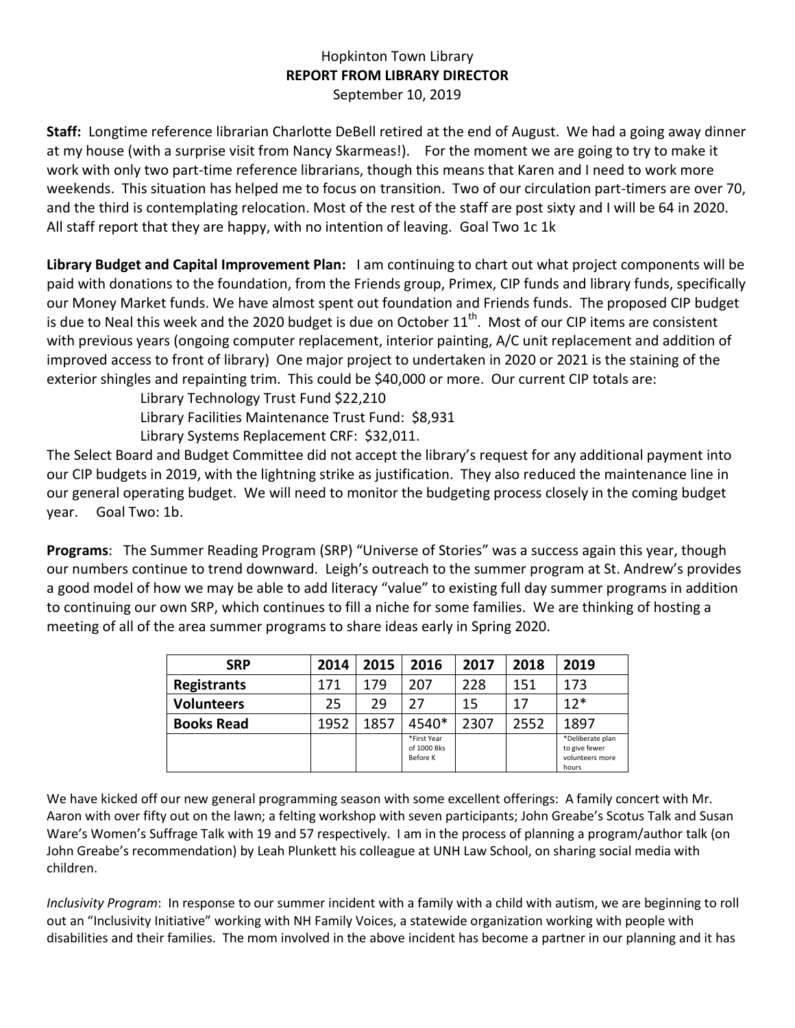Hopkinton Town Library

**REPORT FROM LIBRARY DIRECTOR**

September 10, 2019

**Staff:** Longtime reference librarian Charlotte DeBell retired at the end of August. We had a going away dinner at my house (with a surprise visit from Nancy Skarmeas!). For the moment we are going to try to make it work with only two part-time reference librarians, though this means that Karen and I need to work more weekends. This situation has helped me to focus on transition. Two of our circulation part-timers are over 70, and the third is contemplating relocation. Most of the rest of the staff are post sixty and I will be 64 in 2020. All staff report that they are happy, with no intention of leaving. Goal Two 1c 1k

**Library Budget and Capital Improvement Plan:** I am continuing to chart out what project components will be paid with donations to the foundation, from the Friends group, Primex, CIP funds and library funds, specifically our Money Market funds. We have almost spent out foundation and Friends funds. The proposed CIP budget is due to Neal this week and the 2020 budget is due on October 11th. Most of our CIP items are consistent with previous years (ongoing computer replacement, interior painting, A/C unit replacement and addition of improved access to front of library) One major project to undertaken in 2020 or 2021 is the staining of the exterior shingles and repainting trim. This could be $40,000 or more. Our current CIP totals are:

Library Technology Trust Fund $22,210
Library Facilities Maintenance Trust Fund: $8,931
Library Systems Replacement CRF: $32,011.

The Select Board and Budget Committee did not accept the library's request for any additional payment into our CIP budgets in 2019, with the lightning strike as justification. They also reduced the maintenance line in our general operating budget. We will need to monitor the budgeting process closely in the coming budget year. Goal Two: 1b.

**Programs**: The Summer Reading Program (SRP) "Universe of Stories" was a success again this year, though our numbers continue to trend downward. Leigh's outreach to the summer program at St. Andrew's provides a good model of how we may be able to add literacy "value" to existing full day summer programs in addition to continuing our own SRP, which continues to fill a niche for some families. We are thinking of hosting a meeting of all of the area summer programs to share ideas early in Spring 2020.

| SRP | 2014 | 2015 | 2016 | 2017 | 2018 | 2019 |
|---|---|---|---|---|---|---|
| **Registrants** | 171 | 179 | 207 | 228 | 151 | 173 |
| **Volunteers** | 25 | 29 | 27 | 15 | 17 | 12* |
| **Books Read** | 1952 | 1857 | 4540* | 2307 | 2552 | 1897 |
| | | | *First Year of 1000 Bks Before K | | | *Deliberate plan to give fewer volunteers more hours |

We have kicked off our new general programming season with some excellent offerings: A family concert with Mr. Aaron with over fifty out on the lawn; a felting workshop with seven participants; John Greabe's Scotus Talk and Susan Ware's Women's Suffrage Talk with 19 and 57 respectively. I am in the process of planning a program/author talk (on John Greabe's recommendation) by Leah Plunkett his colleague at UNH Law School, on sharing social media with children.

*Inclusivity Program*: In response to our summer incident with a family with a child with autism, we are beginning to roll out an "Inclusivity Initiative" working with NH Family Voices, a statewide organization working with people with disabilities and their families. The mom involved in the above incident has become a partner in our planning and it has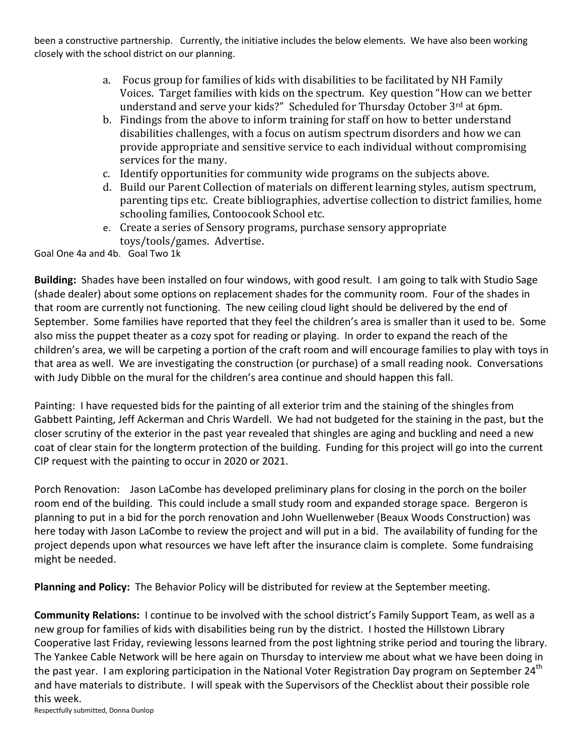been a constructive partnership. Currently, the initiative includes the below elements. We have also been working closely with the school district on our planning.

a. Focus group for families of kids with disabilities to be facilitated by NH Family Voices. Target families with kids on the spectrum. Key question "How can we better understand and serve your kids?" Scheduled for Thursday October 3rd at 6pm.
b. Findings from the above to inform training for staff on how to better understand disabilities challenges, with a focus on autism spectrum disorders and how we can provide appropriate and sensitive service to each individual without compromising services for the many.
c. Identify opportunities for community wide programs on the subjects above.
d. Build our Parent Collection of materials on different learning styles, autism spectrum, parenting tips etc. Create bibliographies, advertise collection to district families, home schooling families, Contoocook School etc.
e. Create a series of Sensory programs, purchase sensory appropriate toys/tools/games. Advertise.

Goal One 4a and 4b. Goal Two 1k

**Building:** Shades have been installed on four windows, with good result. I am going to talk with Studio Sage (shade dealer) about some options on replacement shades for the community room. Four of the shades in that room are currently not functioning. The new ceiling cloud light should be delivered by the end of September. Some families have reported that they feel the children's area is smaller than it used to be. Some also miss the puppet theater as a cozy spot for reading or playing. In order to expand the reach of the children's area, we will be carpeting a portion of the craft room and will encourage families to play with toys in that area as well. We are investigating the construction (or purchase) of a small reading nook. Conversations with Judy Dibble on the mural for the children's area continue and should happen this fall.

Painting: I have requested bids for the painting of all exterior trim and the staining of the shingles from Gabbett Painting, Jeff Ackerman and Chris Wardell. We had not budgeted for the staining in the past, but the closer scrutiny of the exterior in the past year revealed that shingles are aging and buckling and need a new coat of clear stain for the longterm protection of the building. Funding for this project will go into the current CIP request with the painting to occur in 2020 or 2021.

Porch Renovation: Jason LaCombe has developed preliminary plans for closing in the porch on the boiler room end of the building. This could include a small study room and expanded storage space. Bergeron is planning to put in a bid for the porch renovation and John Wuellenweber (Beaux Woods Construction) was here today with Jason LaCombe to review the project and will put in a bid. The availability of funding for the project depends upon what resources we have left after the insurance claim is complete. Some fundraising might be needed.

**Planning and Policy:** The Behavior Policy will be distributed for review at the September meeting.

**Community Relations:** I continue to be involved with the school district's Family Support Team, as well as a new group for families of kids with disabilities being run by the district. I hosted the Hillstown Library Cooperative last Friday, reviewing lessons learned from the post lightning strike period and touring the library. The Yankee Cable Network will be here again on Thursday to interview me about what we have been doing in the past year. I am exploring participation in the National Voter Registration Day program on September 24th and have materials to distribute. I will speak with the Supervisors of the Checklist about their possible role this week.

Respectfully submitted, Donna Dunlop